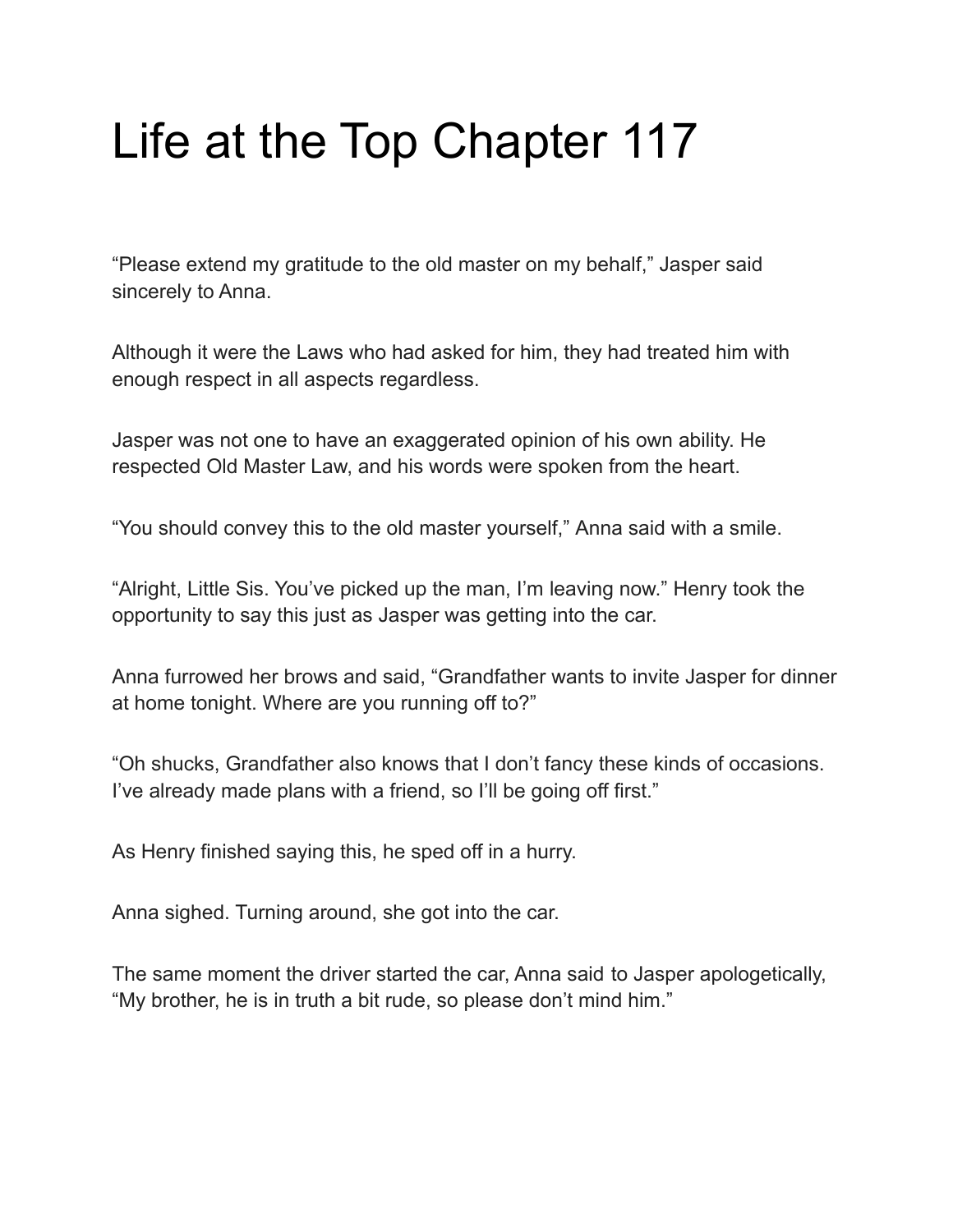# Life at the Top Chapter 117

"Please extend my gratitude to the old master on my behalf," Jasper said sincerely to Anna.

Although it were the Laws who had asked for him, they had treated him with enough respect in all aspects regardless.

Jasper was not one to have an exaggerated opinion of his own ability. He respected Old Master Law, and his words were spoken from the heart.

"You should convey this to the old master yourself," Anna said with a smile.

"Alright, Little Sis. You've picked up the man, I'm leaving now." Henry took the opportunity to say this just as Jasper was getting into the car.

Anna furrowed her brows and said, "Grandfather wants to invite Jasper for dinner at home tonight. Where are you running off to?"

"Oh shucks, Grandfather also knows that I don't fancy these kinds of occasions. I've already made plans with a friend, so I'll be going off first."

As Henry finished saying this, he sped off in a hurry.

Anna sighed. Turning around, she got into the car.

The same moment the driver started the car, Anna said to Jasper apologetically, "My brother, he is in truth a bit rude, so please don't mind him."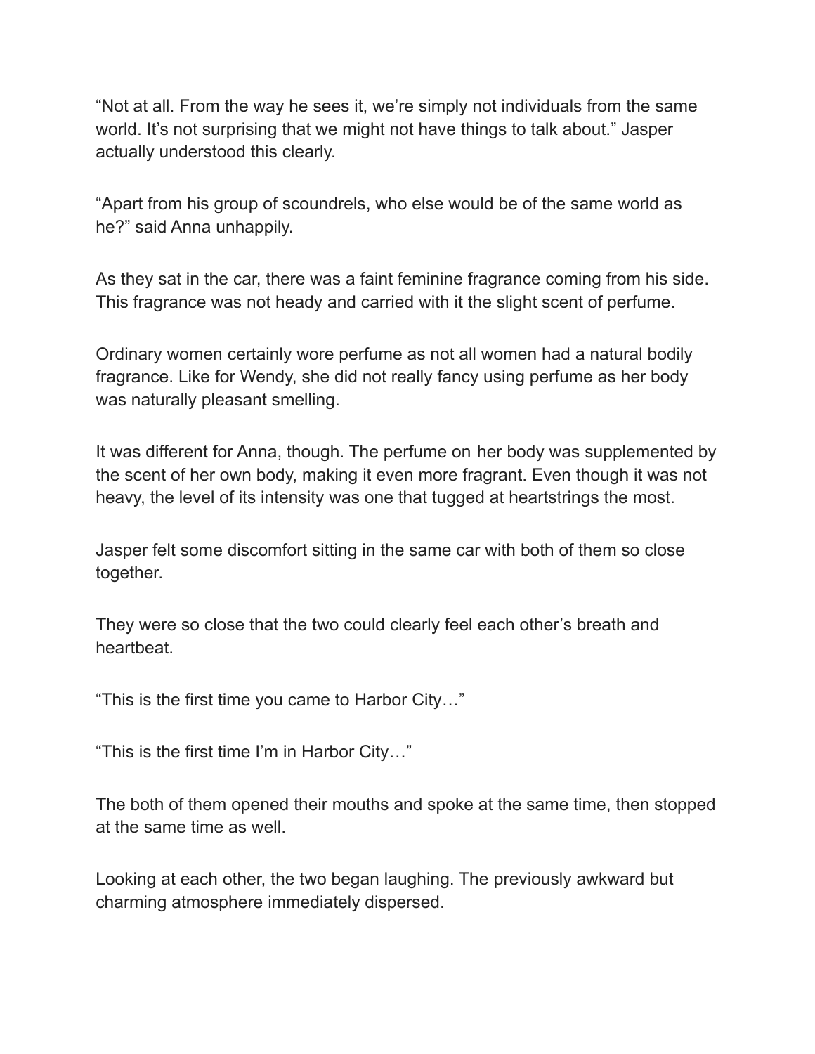"Not at all. From the way he sees it, we're simply not individuals from the same world. It's not surprising that we might not have things to talk about." Jasper actually understood this clearly.

"Apart from his group of scoundrels, who else would be of the same world as he?" said Anna unhappily.

As they sat in the car, there was a faint feminine fragrance coming from his side. This fragrance was not heady and carried with it the slight scent of perfume.

Ordinary women certainly wore perfume as not all women had a natural bodily fragrance. Like for Wendy, she did not really fancy using perfume as her body was naturally pleasant smelling.

It was different for Anna, though. The perfume on her body was supplemented by the scent of her own body, making it even more fragrant. Even though it was not heavy, the level of its intensity was one that tugged at heartstrings the most.

Jasper felt some discomfort sitting in the same car with both of them so close together.

They were so close that the two could clearly feel each other's breath and heartbeat.

"This is the first time you came to Harbor City…"

"This is the first time I'm in Harbor City…"

The both of them opened their mouths and spoke at the same time, then stopped at the same time as well.

Looking at each other, the two began laughing. The previously awkward but charming atmosphere immediately dispersed.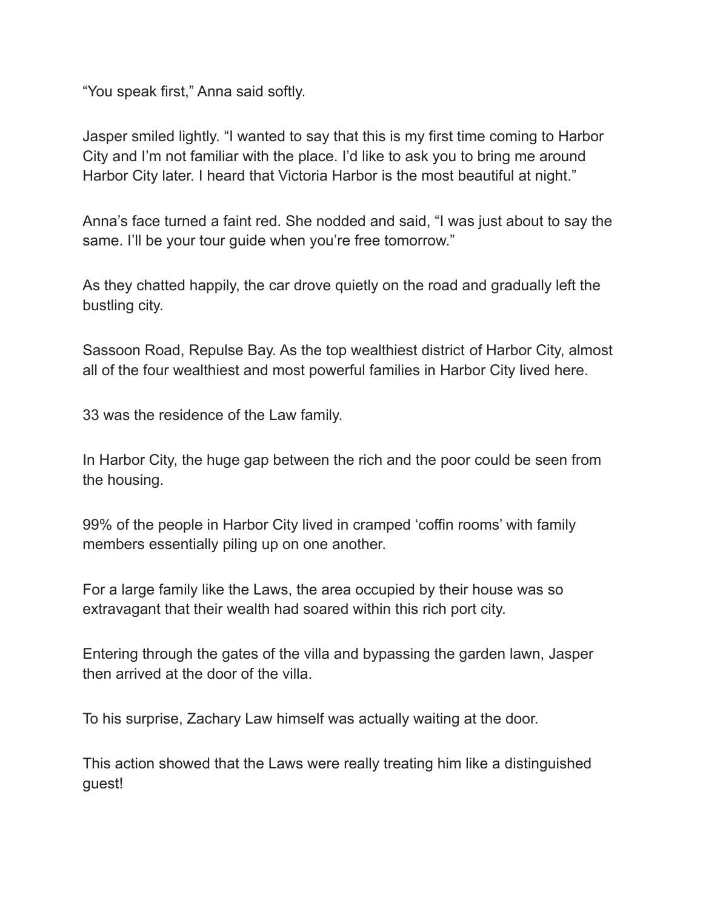“You speak first,” Anna said softly.

Jasper smiled lightly. “I wanted to say that this is my first time coming to Harbor City and I’m not familiar with the place. I’d like to ask you to bring me around Harbor City later. I heard that Victoria Harbor is the most beautiful at night.”

Anna’s face turned a faint red. She nodded and said, “I was just about to say the same. I’ll be your tour guide when you’re free tomorrow.”

As they chatted happily, the car drove quietly on the road and gradually left the bustling city.

Sassoon Road, Repulse Bay. As the top wealthiest district of Harbor City, almost all of the four wealthiest and most powerful families in Harbor City lived here.

33 was the residence of the Law family.

In Harbor City, the huge gap between the rich and the poor could be seen from the housing.

99% of the people in Harbor City lived in cramped ‘coffin rooms’ with family members essentially piling up on one another.

For a large family like the Laws, the area occupied by their house was so extravagant that their wealth had soared within this rich port city.

Entering through the gates of the villa and bypassing the garden lawn, Jasper then arrived at the door of the villa.

To his surprise, Zachary Law himself was actually waiting at the door.

This action showed that the Laws were really treating him like a distinguished guest!